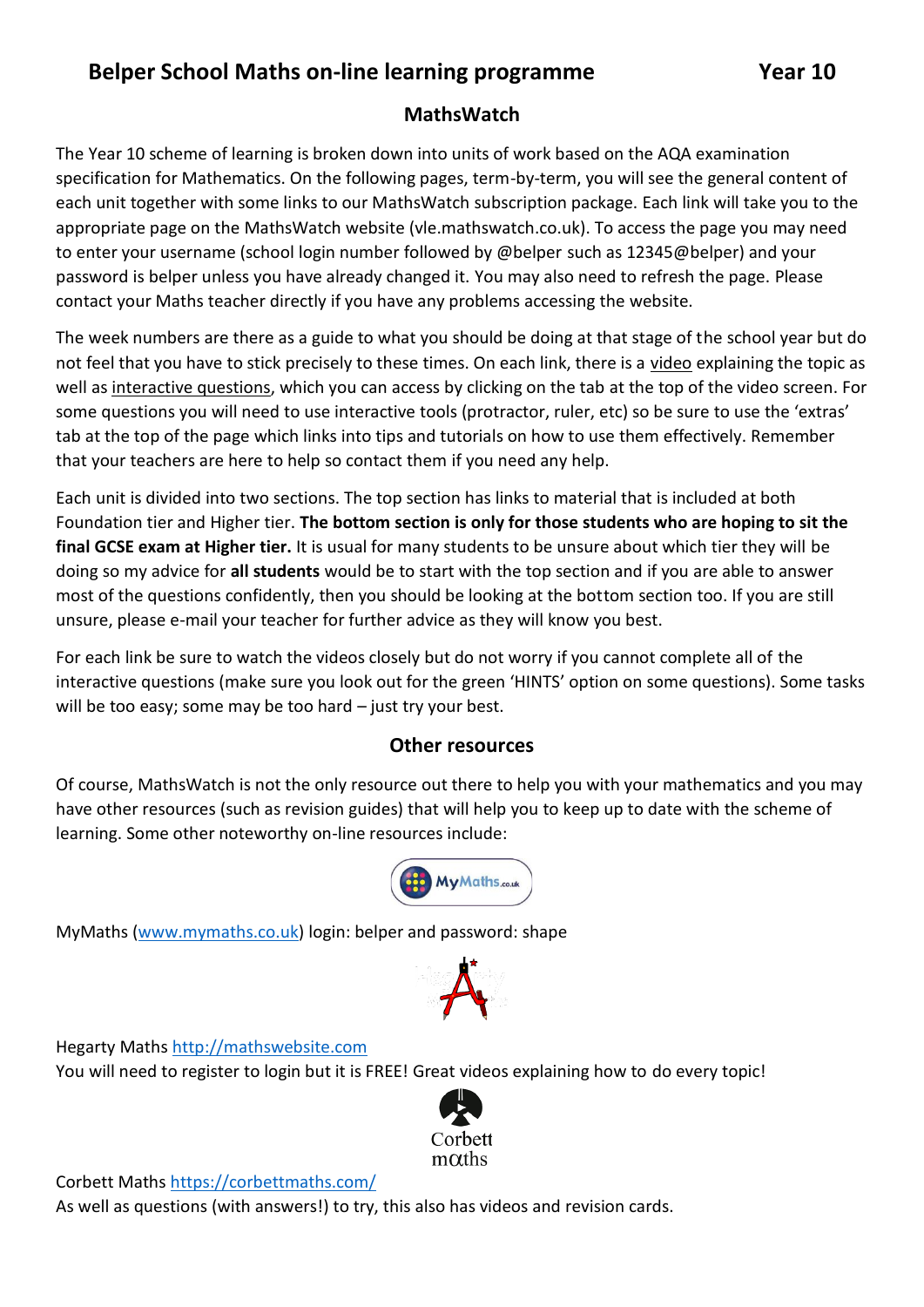# Belper School Maths on-line learning programme Year 10

## MathsWatch

The Year 10 scheme of learning is broken down into units of work based on the AQA examination specification for Mathematics. On the following pages, term-by-term, you will see the general content of each unit together with some links to our MathsWatch subscription package. Each link will take you to the appropriate page on the MathsWatch website (vle.mathswatch.co.uk). To access the page you may need to enter your username (school login number followed by @belper such as 12345@belper) and your password is belper unless you have already changed it. You may also need to refresh the page. Please contact your Maths teacher directly if you have any problems accessing the website.

The week numbers are there as a guide to what you should be doing at that stage of the school year but do not feel that you have to stick precisely to these times. On each link, there is a video explaining the topic as well as interactive questions, which you can access by clicking on the tab at the top of the video screen. For some questions you will need to use interactive tools (protractor, ruler, etc) so be sure to use the 'extras' tab at the top of the page which links into tips and tutorials on how to use them effectively. Remember that your teachers are here to help so contact them if you need any help.

Each unit is divided into two sections. The top section has links to material that is included at both Foundation tier and Higher tier. **The bottom section is only for those students who are hoping to sit the final GCSE exam at Higher tier.** It is usual for many students to be unsure about which tier they will be doing so my advice for **all students** would be to start with the top section and if you are able to answer most of the questions confidently, then you should be looking at the bottom section too. If you are still unsure, please e-mail your teacher for further advice as they will know you best.

For each link be sure to watch the videos closely but do not worry if you cannot complete all of the interactive questions (make sure you look out for the green 'HINTS' option on some questions). Some tasks will be too easy; some may be too hard – just try your best.

## Other resources

Of course, MathsWatch is not the only resource out there to help you with your mathematics and you may have other resources (such as revision guides) that will help you to keep up to date with the scheme of learning. Some other noteworthy on-line resources include:

MyMaths (www.mymaths.co.uk) login: belper and password: shape

Hegarty Maths http://mathswebsite.com
You will need to register to login but it is FREE! Great videos explaining how to do every topic!

Corbett Maths https://corbettmaths.com/
As well as questions (with answers!) to try, this also has videos and revision cards.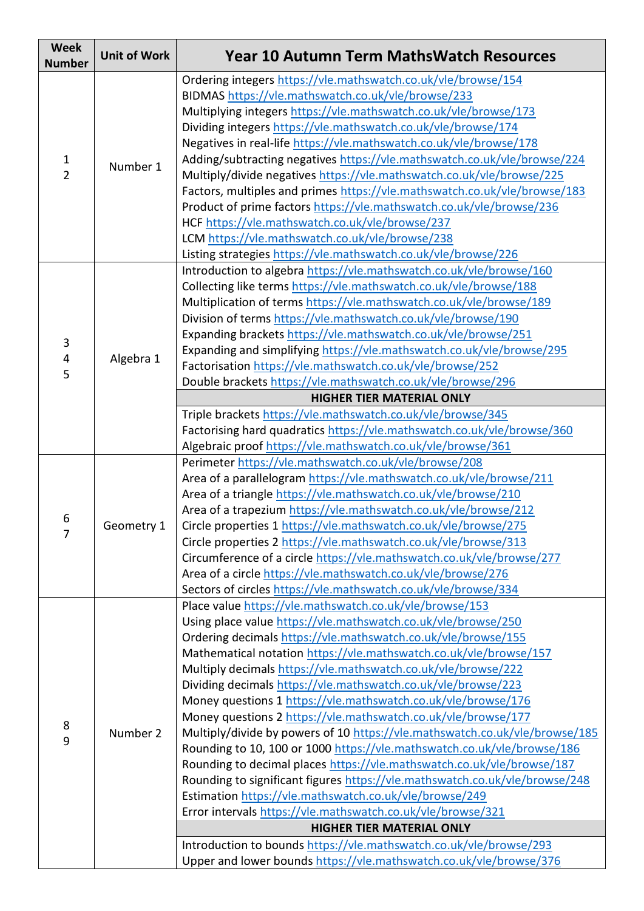| Week Number | Unit of Work | Year 10 Autumn Term MathsWatch Resources |
|---|---|---|
| 1<br>2 | Number 1 | Ordering integers https://vle.mathswatch.co.uk/vle/browse/154<br>BIDMAS https://vle.mathswatch.co.uk/vle/browse/233<br>Multiplying integers https://vle.mathswatch.co.uk/vle/browse/173<br>Dividing integers https://vle.mathswatch.co.uk/vle/browse/174<br>Negatives in real-life https://vle.mathswatch.co.uk/vle/browse/178<br>Adding/subtracting negatives https://vle.mathswatch.co.uk/vle/browse/224<br>Multiply/divide negatives https://vle.mathswatch.co.uk/vle/browse/225<br>Factors, multiples and primes https://vle.mathswatch.co.uk/vle/browse/183<br>Product of prime factors https://vle.mathswatch.co.uk/vle/browse/236<br>HCF https://vle.mathswatch.co.uk/vle/browse/237<br>LCM https://vle.mathswatch.co.uk/vle/browse/238<br>Listing strategies https://vle.mathswatch.co.uk/vle/browse/226 |
| 3<br>4<br>5 | Algebra 1 | Introduction to algebra https://vle.mathswatch.co.uk/vle/browse/160<br>Collecting like terms https://vle.mathswatch.co.uk/vle/browse/188<br>Multiplication of terms https://vle.mathswatch.co.uk/vle/browse/189<br>Division of terms https://vle.mathswatch.co.uk/vle/browse/190<br>Expanding brackets https://vle.mathswatch.co.uk/vle/browse/251<br>Expanding and simplifying https://vle.mathswatch.co.uk/vle/browse/295<br>Factorisation https://vle.mathswatch.co.uk/vle/browse/252<br>Double brackets https://vle.mathswatch.co.uk/vle/browse/296<br>**HIGHER TIER MATERIAL ONLY**<br>Triple brackets https://vle.mathswatch.co.uk/vle/browse/345<br>Factorising hard quadratics https://vle.mathswatch.co.uk/vle/browse/360<br>Algebraic proof https://vle.mathswatch.co.uk/vle/browse/361 |
| 6<br>7 | Geometry 1 | Perimeter https://vle.mathswatch.co.uk/vle/browse/208<br>Area of a parallelogram https://vle.mathswatch.co.uk/vle/browse/211<br>Area of a triangle https://vle.mathswatch.co.uk/vle/browse/210<br>Area of a trapezium https://vle.mathswatch.co.uk/vle/browse/212<br>Circle properties 1 https://vle.mathswatch.co.uk/vle/browse/275<br>Circle properties 2 https://vle.mathswatch.co.uk/vle/browse/313<br>Circumference of a circle https://vle.mathswatch.co.uk/vle/browse/277<br>Area of a circle https://vle.mathswatch.co.uk/vle/browse/276<br>Sectors of circles https://vle.mathswatch.co.uk/vle/browse/334 |
| 8<br>9 | Number 2 | Place value https://vle.mathswatch.co.uk/vle/browse/153<br>Using place value https://vle.mathswatch.co.uk/vle/browse/250<br>Ordering decimals https://vle.mathswatch.co.uk/vle/browse/155<br>Mathematical notation https://vle.mathswatch.co.uk/vle/browse/157<br>Multiply decimals https://vle.mathswatch.co.uk/vle/browse/222<br>Dividing decimals https://vle.mathswatch.co.uk/vle/browse/223<br>Money questions 1 https://vle.mathswatch.co.uk/vle/browse/176<br>Money questions 2 https://vle.mathswatch.co.uk/vle/browse/177<br>Multiply/divide by powers of 10 https://vle.mathswatch.co.uk/vle/browse/185<br>Rounding to 10, 100 or 1000 https://vle.mathswatch.co.uk/vle/browse/186<br>Rounding to decimal places https://vle.mathswatch.co.uk/vle/browse/187<br>Rounding to significant figures https://vle.mathswatch.co.uk/vle/browse/248<br>Estimation https://vle.mathswatch.co.uk/vle/browse/249<br>Error intervals https://vle.mathswatch.co.uk/vle/browse/321<br>**HIGHER TIER MATERIAL ONLY**<br>Introduction to bounds https://vle.mathswatch.co.uk/vle/browse/293<br>Upper and lower bounds https://vle.mathswatch.co.uk/vle/browse/376 |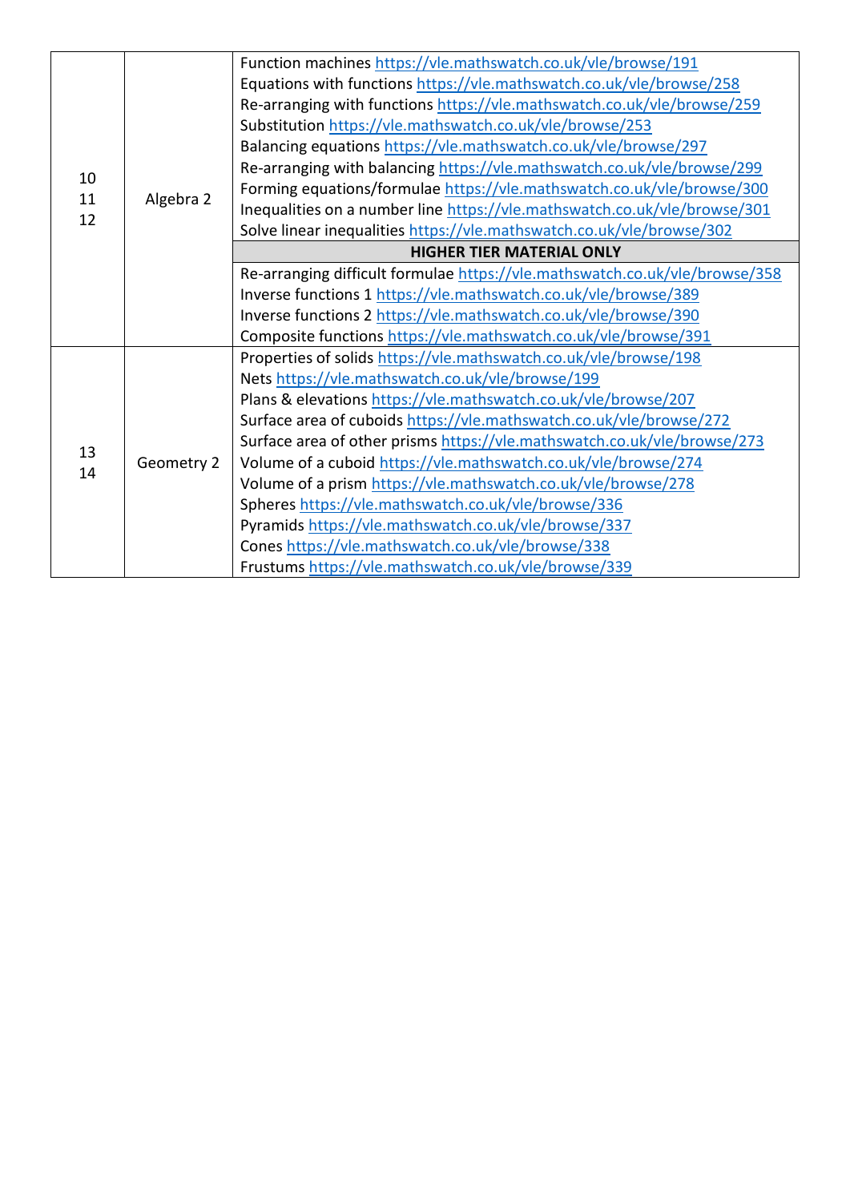| | | |
|---|---|---|
| 10<br>11<br>12 | Algebra 2 | Function machines https://vle.mathswatch.co.uk/vle/browse/191<br>Equations with functions https://vle.mathswatch.co.uk/vle/browse/258<br>Re-arranging with functions https://vle.mathswatch.co.uk/vle/browse/259<br>Substitution https://vle.mathswatch.co.uk/vle/browse/253<br>Balancing equations https://vle.mathswatch.co.uk/vle/browse/297<br>Re-arranging with balancing https://vle.mathswatch.co.uk/vle/browse/299<br>Forming equations/formulae https://vle.mathswatch.co.uk/vle/browse/300<br>Inequalities on a number line https://vle.mathswatch.co.uk/vle/browse/301<br>Solve linear inequalities https://vle.mathswatch.co.uk/vle/browse/302<br>**HIGHER TIER MATERIAL ONLY**<br>Re-arranging difficult formulae https://vle.mathswatch.co.uk/vle/browse/358<br>Inverse functions 1 https://vle.mathswatch.co.uk/vle/browse/389<br>Inverse functions 2 https://vle.mathswatch.co.uk/vle/browse/390<br>Composite functions https://vle.mathswatch.co.uk/vle/browse/391 |
| 13<br>14 | Geometry 2 | Properties of solids https://vle.mathswatch.co.uk/vle/browse/198<br>Nets https://vle.mathswatch.co.uk/vle/browse/199<br>Plans & elevations https://vle.mathswatch.co.uk/vle/browse/207<br>Surface area of cuboids https://vle.mathswatch.co.uk/vle/browse/272<br>Surface area of other prisms https://vle.mathswatch.co.uk/vle/browse/273<br>Volume of a cuboid https://vle.mathswatch.co.uk/vle/browse/274<br>Volume of a prism https://vle.mathswatch.co.uk/vle/browse/278<br>Spheres https://vle.mathswatch.co.uk/vle/browse/336<br>Pyramids https://vle.mathswatch.co.uk/vle/browse/337<br>Cones https://vle.mathswatch.co.uk/vle/browse/338<br>Frustums https://vle.mathswatch.co.uk/vle/browse/339 |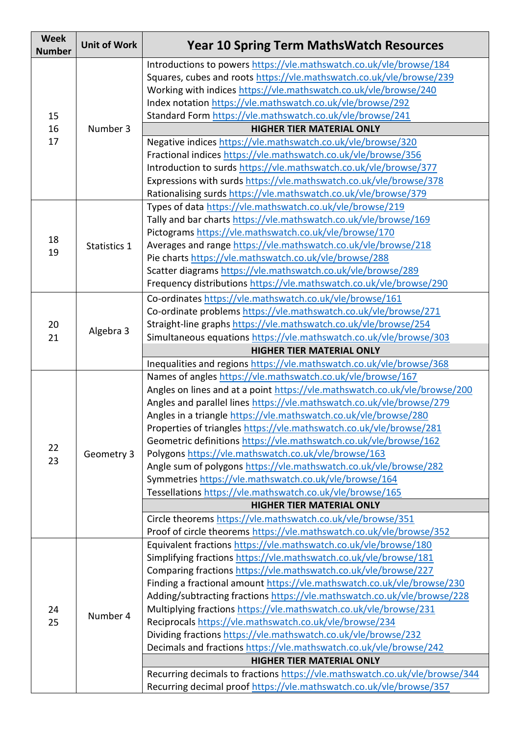| Week Number | Unit of Work | Year 10 Spring Term MathsWatch Resources |
|---|---|---|
| 15<br>16<br>17 | Number 3 | Introductions to powers https://vle.mathswatch.co.uk/vle/browse/184<br>Squares, cubes and roots https://vle.mathswatch.co.uk/vle/browse/239<br>Working with indices https://vle.mathswatch.co.uk/vle/browse/240<br>Index notation https://vle.mathswatch.co.uk/vle/browse/292<br>Standard Form https://vle.mathswatch.co.uk/vle/browse/241 |
| | | **HIGHER TIER MATERIAL ONLY** |
| | | Negative indices https://vle.mathswatch.co.uk/vle/browse/320<br>Fractional indices https://vle.mathswatch.co.uk/vle/browse/356<br>Introduction to surds https://vle.mathswatch.co.uk/vle/browse/377<br>Expressions with surds https://vle.mathswatch.co.uk/vle/browse/378<br>Rationalising surds https://vle.mathswatch.co.uk/vle/browse/379 |
| 18<br>19 | Statistics 1 | Types of data https://vle.mathswatch.co.uk/vle/browse/219<br>Tally and bar charts https://vle.mathswatch.co.uk/vle/browse/169<br>Pictograms https://vle.mathswatch.co.uk/vle/browse/170<br>Averages and range https://vle.mathswatch.co.uk/vle/browse/218<br>Pie charts https://vle.mathswatch.co.uk/vle/browse/288<br>Scatter diagrams https://vle.mathswatch.co.uk/vle/browse/289<br>Frequency distributions https://vle.mathswatch.co.uk/vle/browse/290 |
| 20<br>21 | Algebra 3 | Co-ordinates https://vle.mathswatch.co.uk/vle/browse/161<br>Co-ordinate problems https://vle.mathswatch.co.uk/vle/browse/271<br>Straight-line graphs https://vle.mathswatch.co.uk/vle/browse/254<br>Simultaneous equations https://vle.mathswatch.co.uk/vle/browse/303 |
| | | **HIGHER TIER MATERIAL ONLY** |
| | | Inequalities and regions https://vle.mathswatch.co.uk/vle/browse/368 |
| 22<br>23 | Geometry 3 | Names of angles https://vle.mathswatch.co.uk/vle/browse/167<br>Angles on lines and at a point https://vle.mathswatch.co.uk/vle/browse/200<br>Angles and parallel lines https://vle.mathswatch.co.uk/vle/browse/279<br>Angles in a triangle https://vle.mathswatch.co.uk/vle/browse/280<br>Properties of triangles https://vle.mathswatch.co.uk/vle/browse/281<br>Geometric definitions https://vle.mathswatch.co.uk/vle/browse/162<br>Polygons https://vle.mathswatch.co.uk/vle/browse/163<br>Angle sum of polygons https://vle.mathswatch.co.uk/vle/browse/282<br>Symmetries https://vle.mathswatch.co.uk/vle/browse/164<br>Tessellations https://vle.mathswatch.co.uk/vle/browse/165 |
| | | **HIGHER TIER MATERIAL ONLY** |
| | | Circle theorems https://vle.mathswatch.co.uk/vle/browse/351<br>Proof of circle theorems https://vle.mathswatch.co.uk/vle/browse/352 |
| 24<br>25 | Number 4 | Equivalent fractions https://vle.mathswatch.co.uk/vle/browse/180<br>Simplifying fractions https://vle.mathswatch.co.uk/vle/browse/181<br>Comparing fractions https://vle.mathswatch.co.uk/vle/browse/227<br>Finding a fractional amount https://vle.mathswatch.co.uk/vle/browse/230<br>Adding/subtracting fractions https://vle.mathswatch.co.uk/vle/browse/228<br>Multiplying fractions https://vle.mathswatch.co.uk/vle/browse/231<br>Reciprocals https://vle.mathswatch.co.uk/vle/browse/234<br>Dividing fractions https://vle.mathswatch.co.uk/vle/browse/232<br>Decimals and fractions https://vle.mathswatch.co.uk/vle/browse/242 |
| | | **HIGHER TIER MATERIAL ONLY** |
| | | Recurring decimals to fractions https://vle.mathswatch.co.uk/vle/browse/344<br>Recurring decimal proof https://vle.mathswatch.co.uk/vle/browse/357 |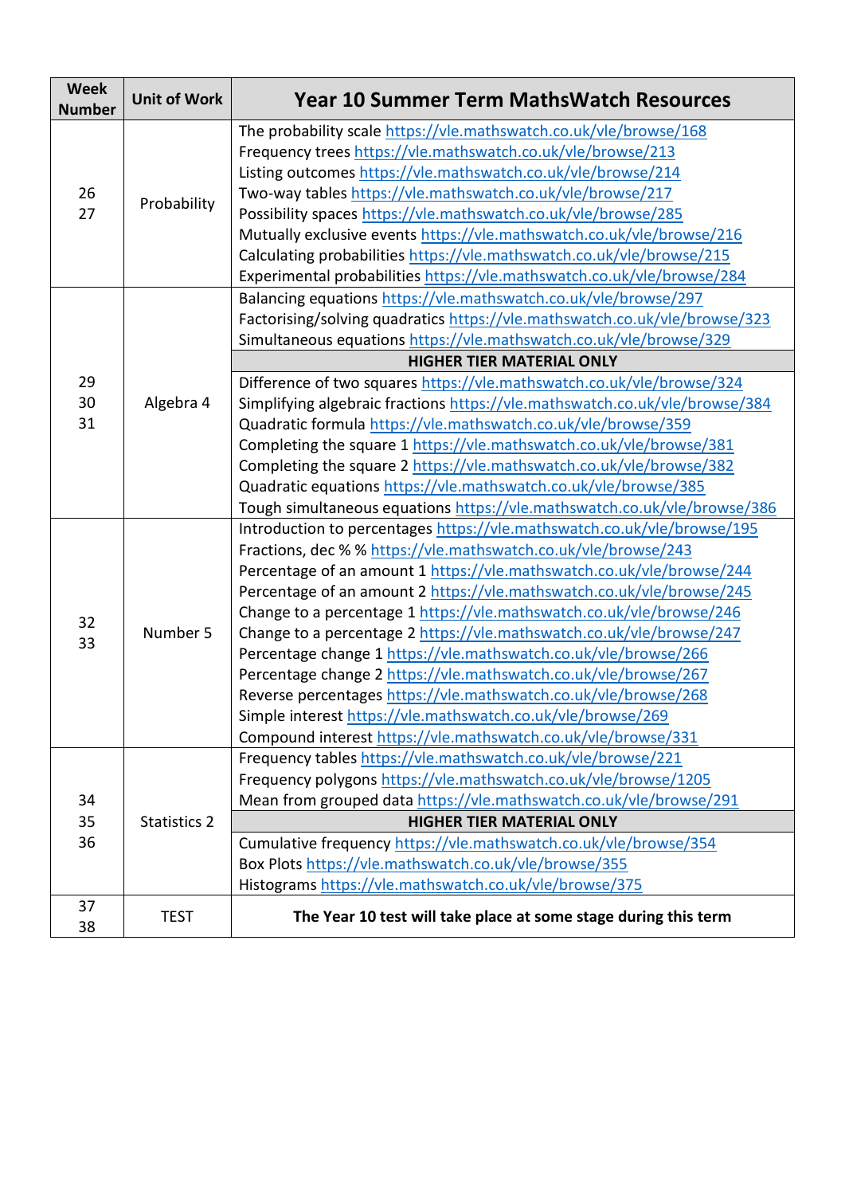| Week Number | Unit of Work | Year 10 Summer Term MathsWatch Resources |
|---|---|---|
| 26<br>27 | Probability | The probability scale https://vle.mathswatch.co.uk/vle/browse/168<br>Frequency trees https://vle.mathswatch.co.uk/vle/browse/213<br>Listing outcomes https://vle.mathswatch.co.uk/vle/browse/214<br>Two-way tables https://vle.mathswatch.co.uk/vle/browse/217<br>Possibility spaces https://vle.mathswatch.co.uk/vle/browse/285<br>Mutually exclusive events https://vle.mathswatch.co.uk/vle/browse/216<br>Calculating probabilities https://vle.mathswatch.co.uk/vle/browse/215<br>Experimental probabilities https://vle.mathswatch.co.uk/vle/browse/284 |
| 29<br>30<br>31 | Algebra 4 | Balancing equations https://vle.mathswatch.co.uk/vle/browse/297<br>Factorising/solving quadratics https://vle.mathswatch.co.uk/vle/browse/323<br>Simultaneous equations https://vle.mathswatch.co.uk/vle/browse/329<br>**HIGHER TIER MATERIAL ONLY**<br>Difference of two squares https://vle.mathswatch.co.uk/vle/browse/324<br>Simplifying algebraic fractions https://vle.mathswatch.co.uk/vle/browse/384<br>Quadratic formula https://vle.mathswatch.co.uk/vle/browse/359<br>Completing the square 1 https://vle.mathswatch.co.uk/vle/browse/381<br>Completing the square 2 https://vle.mathswatch.co.uk/vle/browse/382<br>Quadratic equations https://vle.mathswatch.co.uk/vle/browse/385<br>Tough simultaneous equations https://vle.mathswatch.co.uk/vle/browse/386 |
| 32<br>33 | Number 5 | Introduction to percentages https://vle.mathswatch.co.uk/vle/browse/195<br>Fractions, dec % % https://vle.mathswatch.co.uk/vle/browse/243<br>Percentage of an amount 1 https://vle.mathswatch.co.uk/vle/browse/244<br>Percentage of an amount 2 https://vle.mathswatch.co.uk/vle/browse/245<br>Change to a percentage 1 https://vle.mathswatch.co.uk/vle/browse/246<br>Change to a percentage 2 https://vle.mathswatch.co.uk/vle/browse/247<br>Percentage change 1 https://vle.mathswatch.co.uk/vle/browse/266<br>Percentage change 2 https://vle.mathswatch.co.uk/vle/browse/267<br>Reverse percentages https://vle.mathswatch.co.uk/vle/browse/268<br>Simple interest https://vle.mathswatch.co.uk/vle/browse/269<br>Compound interest https://vle.mathswatch.co.uk/vle/browse/331 |
| 34<br>35<br>36 | Statistics 2 | Frequency tables https://vle.mathswatch.co.uk/vle/browse/221<br>Frequency polygons https://vle.mathswatch.co.uk/vle/browse/1205<br>Mean from grouped data https://vle.mathswatch.co.uk/vle/browse/291<br>**HIGHER TIER MATERIAL ONLY**<br>Cumulative frequency https://vle.mathswatch.co.uk/vle/browse/354<br>Box Plots https://vle.mathswatch.co.uk/vle/browse/355<br>Histograms https://vle.mathswatch.co.uk/vle/browse/375 |
| 37<br>38 | TEST | **The Year 10 test will take place at some stage during this term** |